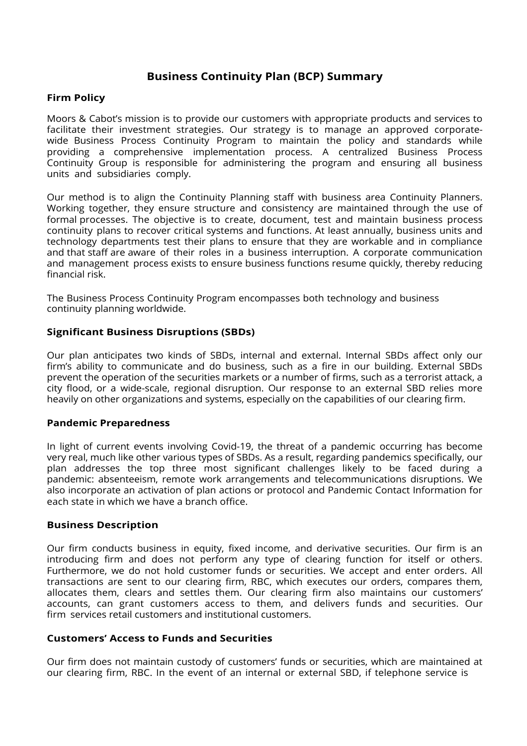# Business Continuity Plan (BCP) Summary

## Firm Policy

Moors & Cabot's mission is to provide our customers with appropriate products and services to facilitate their investment strategies. Our strategy is to manage an approved corporate-wide Business Process Continuity Program to maintain the policy and standards while providing a comprehensive implementation process. A centralized Business Process Continuity Group is responsible for administering the program and ensuring all business units and subsidiaries comply.

Our method is to align the Continuity Planning staff with business area Continuity Planners. Working together, they ensure structure and consistency are maintained through the use of formal processes. The objective is to create, document, test and maintain business process continuity plans to recover critical systems and functions. At least annually, business units and technology departments test their plans to ensure that they are workable and in compliance and that staff are aware of their roles in a business interruption. A corporate communication and management process exists to ensure business functions resume quickly, thereby reducing financial risk.

The Business Process Continuity Program encompasses both technology and business continuity planning worldwide.

## Significant Business Disruptions (SBDs)

Our plan anticipates two kinds of SBDs, internal and external. Internal SBDs affect only our firm's ability to communicate and do business, such as a fire in our building. External SBDs prevent the operation of the securities markets or a number of firms, such as a terrorist attack, a city flood, or a wide-scale, regional disruption. Our response to an external SBD relies more heavily on other organizations and systems, especially on the capabilities of our clearing firm.

## Pandemic Preparedness

In light of current events involving Covid-19, the threat of a pandemic occurring has become very real, much like other various types of SBDs. As a result, regarding pandemics specifically, our plan addresses the top three most significant challenges likely to be faced during a pandemic: absenteeism, remote work arrangements and telecommunications disruptions. We also incorporate an activation of plan actions or protocol and Pandemic Contact Information for each state in which we have a branch office.

## Business Description

Our firm conducts business in equity, fixed income, and derivative securities. Our firm is an introducing firm and does not perform any type of clearing function for itself or others. Furthermore, we do not hold customer funds or securities. We accept and enter orders. All transactions are sent to our clearing firm, RBC, which executes our orders, compares them, allocates them, clears and settles them. Our clearing firm also maintains our customers' accounts, can grant customers access to them, and delivers funds and securities. Our firm services retail customers and institutional customers.

## Customers' Access to Funds and Securities

Our firm does not maintain custody of customers' funds or securities, which are maintained at our clearing firm, RBC. In the event of an internal or external SBD, if telephone service is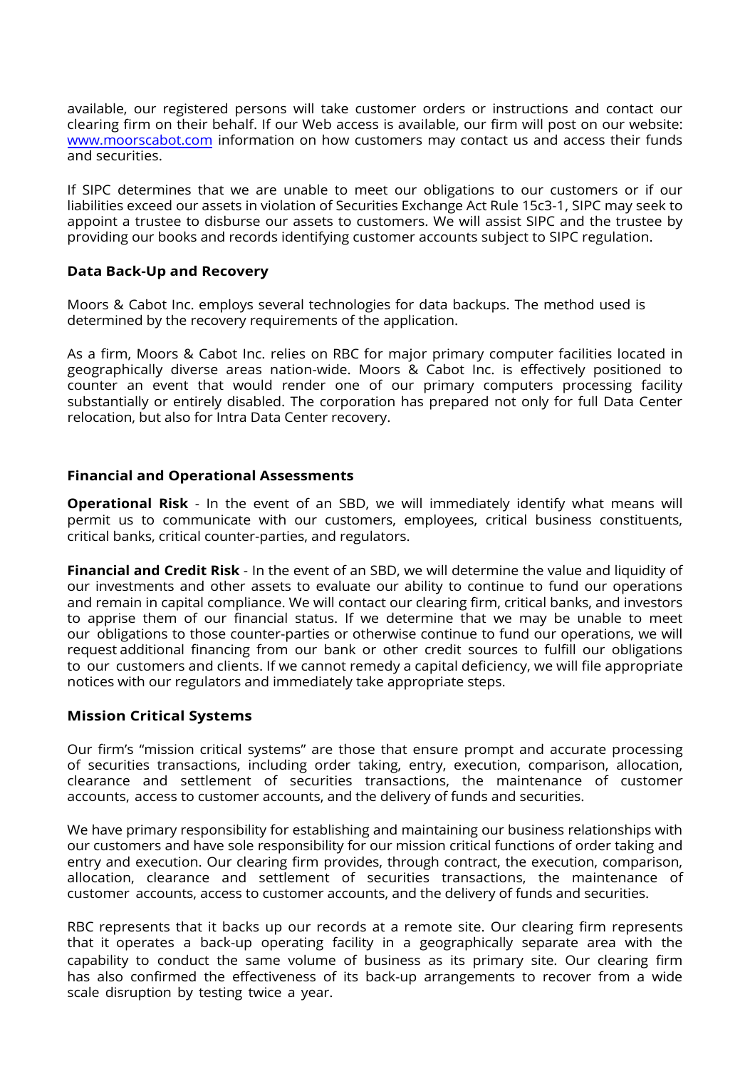available, our registered persons will take customer orders or instructions and contact our clearing firm on their behalf. If our Web access is available, our firm will post on our website: [www.moorscabot.com](http://www.moorscabot.com) information on how customers may contact us and access their funds and securities.

If SIPC determines that we are unable to meet our obligations to our customers or if our liabilities exceed our assets in violation of Securities Exchange Act Rule 15c3-1, SIPC may seek to appoint a trustee to disburse our assets to customers. We will assist SIPC and the trustee by providing our books and records identifying customer accounts subject to SIPC regulation.

### Data Back-Up and Recovery

Moors & Cabot Inc. employs several technologies for data backups. The method used is determined by the recovery requirements of the application.

As a firm, Moors & Cabot Inc. relies on RBC for major primary computer facilities located in geographically diverse areas nation-wide. Moors & Cabot Inc. is effectively positioned to counter an event that would render one of our primary computers processing facility substantially or entirely disabled. The corporation has prepared not only for full Data Center relocation, but also for Intra Data Center recovery.

### Financial and Operational Assessments

**Operational Risk** - In the event of an SBD, we will immediately identify what means will permit us to communicate with our customers, employees, critical business constituents, critical banks, critical counter-parties, and regulators.

**Financial and Credit Risk** - In the event of an SBD, we will determine the value and liquidity of our investments and other assets to evaluate our ability to continue to fund our operations and remain in capital compliance. We will contact our clearing firm, critical banks, and investors to apprise them of our financial status. If we determine that we may be unable to meet our obligations to those counter-parties or otherwise continue to fund our operations, we will request additional financing from our bank or other credit sources to fulfill our obligations to our customers and clients. If we cannot remedy a capital deficiency, we will file appropriate notices with our regulators and immediately take appropriate steps.

### Mission Critical Systems

Our firm's "mission critical systems" are those that ensure prompt and accurate processing of securities transactions, including order taking, entry, execution, comparison, allocation, clearance and settlement of securities transactions, the maintenance of customer accounts, access to customer accounts, and the delivery of funds and securities.

We have primary responsibility for establishing and maintaining our business relationships with our customers and have sole responsibility for our mission critical functions of order taking and entry and execution. Our clearing firm provides, through contract, the execution, comparison, allocation, clearance and settlement of securities transactions, the maintenance of customer accounts, access to customer accounts, and the delivery of funds and securities.

RBC represents that it backs up our records at a remote site. Our clearing firm represents that it operates a back-up operating facility in a geographically separate area with the capability to conduct the same volume of business as its primary site. Our clearing firm has also confirmed the effectiveness of its back-up arrangements to recover from a wide scale disruption by testing twice a year.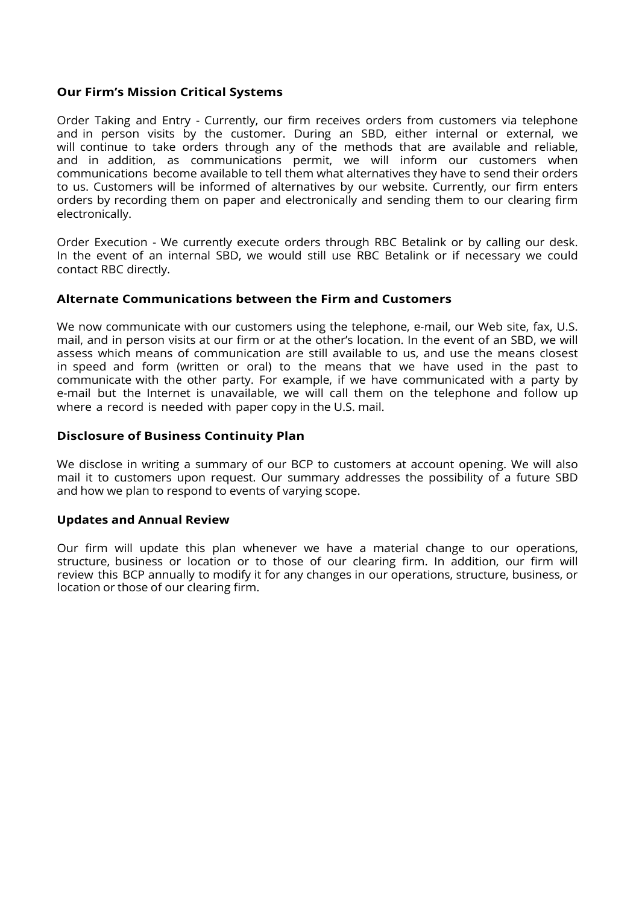### Our Firm's Mission Critical Systems

Order Taking and Entry - Currently, our firm receives orders from customers via telephone and in person visits by the customer. During an SBD, either internal or external, we will continue to take orders through any of the methods that are available and reliable, and in addition, as communications permit, we will inform our customers when communications become available to tell them what alternatives they have to send their orders to us. Customers will be informed of alternatives by our website. Currently, our firm enters orders by recording them on paper and electronically and sending them to our clearing firm electronically.

Order Execution - We currently execute orders through RBC Betalink or by calling our desk. In the event of an internal SBD, we would still use RBC Betalink or if necessary we could contact RBC directly.

### Alternate Communications between the Firm and Customers

We now communicate with our customers using the telephone, e-mail, our Web site, fax, U.S. mail, and in person visits at our firm or at the other's location. In the event of an SBD, we will assess which means of communication are still available to us, and use the means closest in speed and form (written or oral) to the means that we have used in the past to communicate with the other party. For example, if we have communicated with a party by e-mail but the Internet is unavailable, we will call them on the telephone and follow up where a record is needed with paper copy in the U.S. mail.

### Disclosure of Business Continuity Plan

We disclose in writing a summary of our BCP to customers at account opening. We will also mail it to customers upon request. Our summary addresses the possibility of a future SBD and how we plan to respond to events of varying scope.

### Updates and Annual Review

Our firm will update this plan whenever we have a material change to our operations, structure, business or location or to those of our clearing firm. In addition, our firm will review this BCP annually to modify it for any changes in our operations, structure, business, or location or those of our clearing firm.